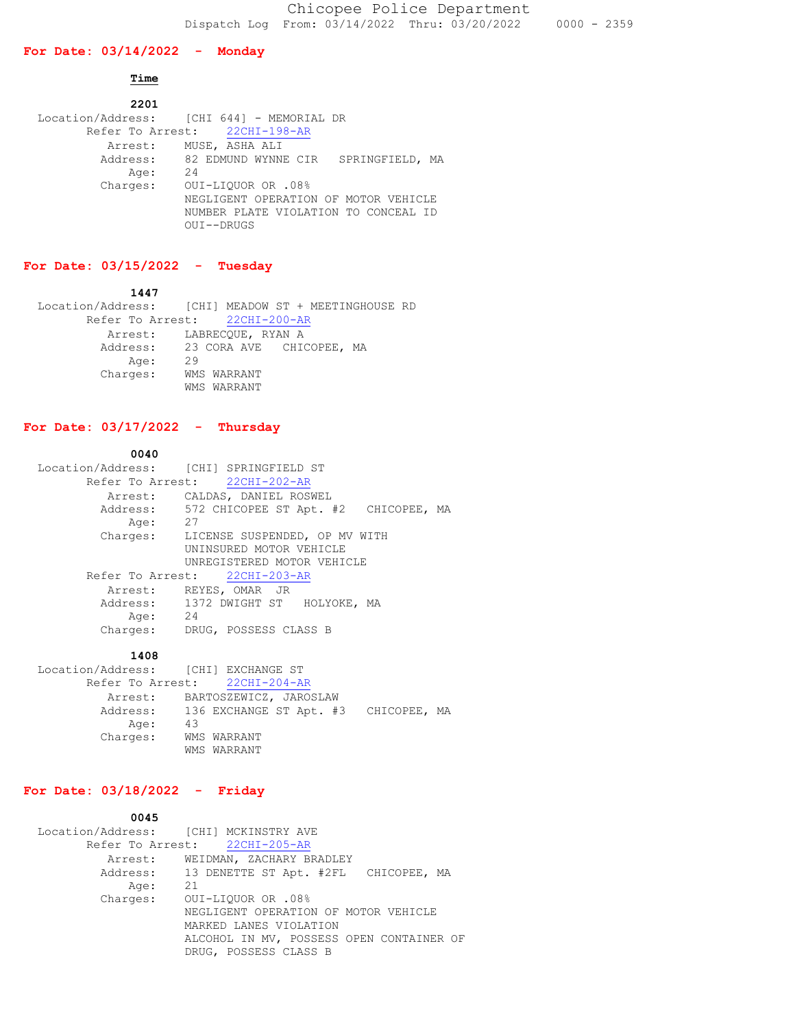# Chicopee Police Department

Dispatch Log From: 03/14/2022 Thru: 03/20/2022 0000 - 2359

## For Date: 03/14/2022 - Monday

**Time**

**2201**

Location/Address: [CHI 644] - MEMORIAL DR
Refer To Arrest: 22CHI-198-AR
Arrest: MUSE, ASHA ALI
Address: 82 EDMUND WYNNE CIR SPRINGFIELD, MA
Age: 24
Charges: OUI-LIQUOR OR .08%
NEGLIGENT OPERATION OF MOTOR VEHICLE
NUMBER PLATE VIOLATION TO CONCEAL ID
OUI--DRUGS

## For Date: 03/15/2022 - Tuesday

**1447**

Location/Address: [CHI] MEADOW ST + MEETINGHOUSE RD
Refer To Arrest: 22CHI-200-AR
Arrest: LABRECQUE, RYAN A
Address: 23 CORA AVE CHICOPEE, MA
Age: 29
Charges: WMS WARRANT
WMS WARRANT

## For Date: 03/17/2022 - Thursday

**0040**

Location/Address: [CHI] SPRINGFIELD ST
Refer To Arrest: 22CHI-202-AR
Arrest: CALDAS, DANIEL ROSWEL
Address: 572 CHICOPEE ST Apt. #2 CHICOPEE, MA
Age: 27
Charges: LICENSE SUSPENDED, OP MV WITH
UNINSURED MOTOR VEHICLE
UNREGISTERED MOTOR VEHICLE

Refer To Arrest: 22CHI-203-AR
Arrest: REYES, OMAR JR
Address: 1372 DWIGHT ST HOLYOKE, MA
Age: 24
Charges: DRUG, POSSESS CLASS B

**1408**

Location/Address: [CHI] EXCHANGE ST
Refer To Arrest: 22CHI-204-AR
Arrest: BARTOSZEWICZ, JAROSLAW
Address: 136 EXCHANGE ST Apt. #3 CHICOPEE, MA
Age: 43
Charges: WMS WARRANT
WMS WARRANT

## For Date: 03/18/2022 - Friday

**0045**

Location/Address: [CHI] MCKINSTRY AVE
Refer To Arrest: 22CHI-205-AR
Arrest: WEIDMAN, ZACHARY BRADLEY
Address: 13 DENETTE ST Apt. #2FL CHICOPEE, MA
Age: 21
Charges: OUI-LIQUOR OR .08%
NEGLIGENT OPERATION OF MOTOR VEHICLE
MARKED LANES VIOLATION
ALCOHOL IN MV, POSSESS OPEN CONTAINER OF
DRUG, POSSESS CLASS B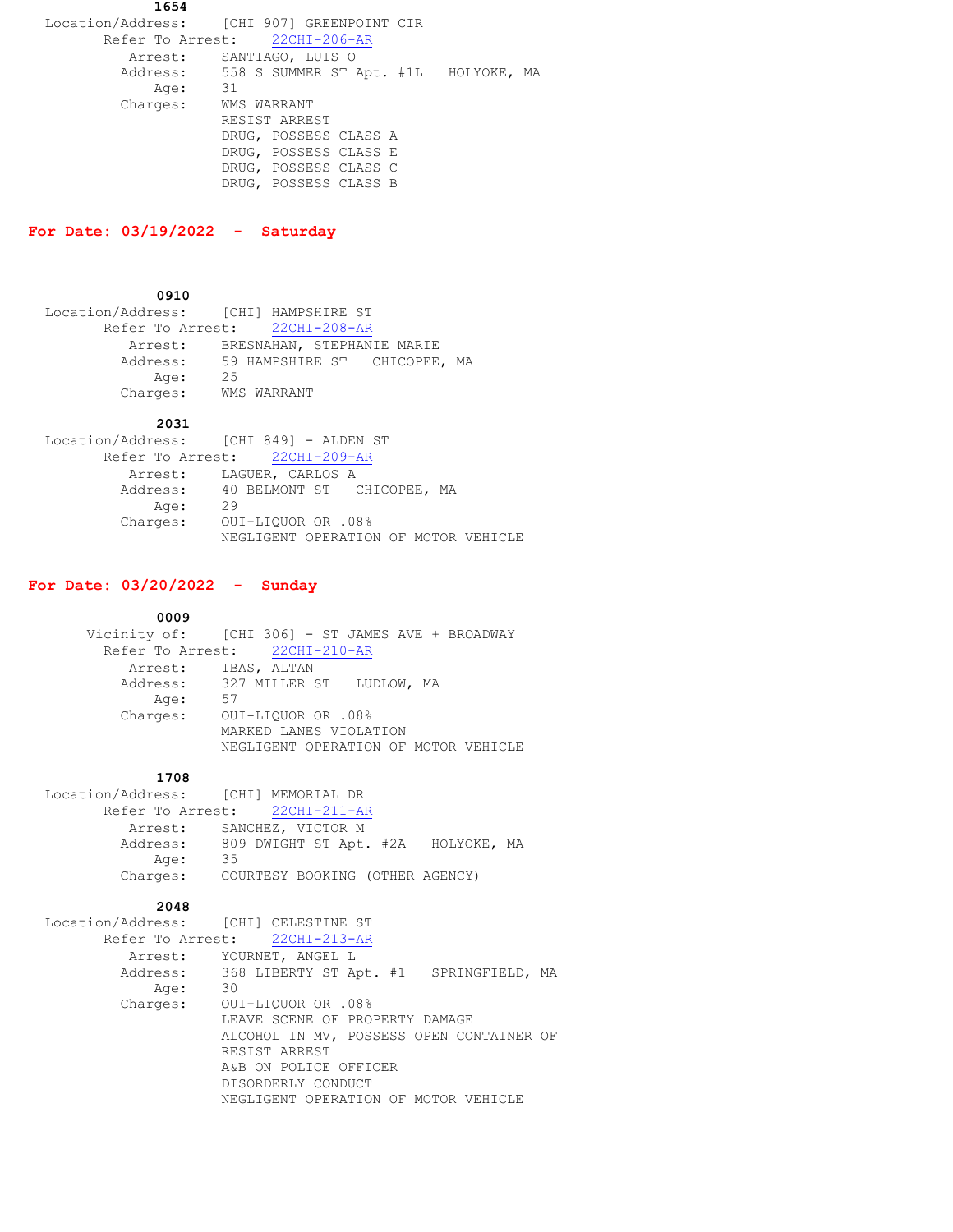**1654**

Location/Address: [CHI 907] GREENPOINT CIR
Refer To Arrest: 22CHI-206-AR
Arrest: SANTIAGO, LUIS O
Address: 558 S SUMMER ST Apt. #1L HOLYOKE, MA
Age: 31
Charges: WMS WARRANT
RESIST ARREST
DRUG, POSSESS CLASS A
DRUG, POSSESS CLASS E
DRUG, POSSESS CLASS C
DRUG, POSSESS CLASS B

## For Date: 03/19/2022 - Saturday

**0910**

Location/Address: [CHI] HAMPSHIRE ST
Refer To Arrest: 22CHI-208-AR
Arrest: BRESNAHAN, STEPHANIE MARIE
Address: 59 HAMPSHIRE ST CHICOPEE, MA
Age: 25
Charges: WMS WARRANT

**2031**

Location/Address: [CHI 849] - ALDEN ST
Refer To Arrest: 22CHI-209-AR
Arrest: LAGUER, CARLOS A
Address: 40 BELMONT ST CHICOPEE, MA
Age: 29
Charges: OUI-LIQUOR OR .08%
NEGLIGENT OPERATION OF MOTOR VEHICLE

## For Date: 03/20/2022 - Sunday

**0009**

Vicinity of: [CHI 306] - ST JAMES AVE + BROADWAY
Refer To Arrest: 22CHI-210-AR
Arrest: IBAS, ALTAN
Address: 327 MILLER ST LUDLOW, MA
Age: 57
Charges: OUI-LIQUOR OR .08%
MARKED LANES VIOLATION
NEGLIGENT OPERATION OF MOTOR VEHICLE

**1708**

Location/Address: [CHI] MEMORIAL DR
Refer To Arrest: 22CHI-211-AR
Arrest: SANCHEZ, VICTOR M
Address: 809 DWIGHT ST Apt. #2A HOLYOKE, MA
Age: 35
Charges: COURTESY BOOKING (OTHER AGENCY)

**2048**

Location/Address: [CHI] CELESTINE ST
Refer To Arrest: 22CHI-213-AR
Arrest: YOURNET, ANGEL L
Address: 368 LIBERTY ST Apt. #1 SPRINGFIELD, MA
Age: 30
Charges: OUI-LIQUOR OR .08%
LEAVE SCENE OF PROPERTY DAMAGE
ALCOHOL IN MV, POSSESS OPEN CONTAINER OF
RESIST ARREST
A&B ON POLICE OFFICER
DISORDERLY CONDUCT
NEGLIGENT OPERATION OF MOTOR VEHICLE